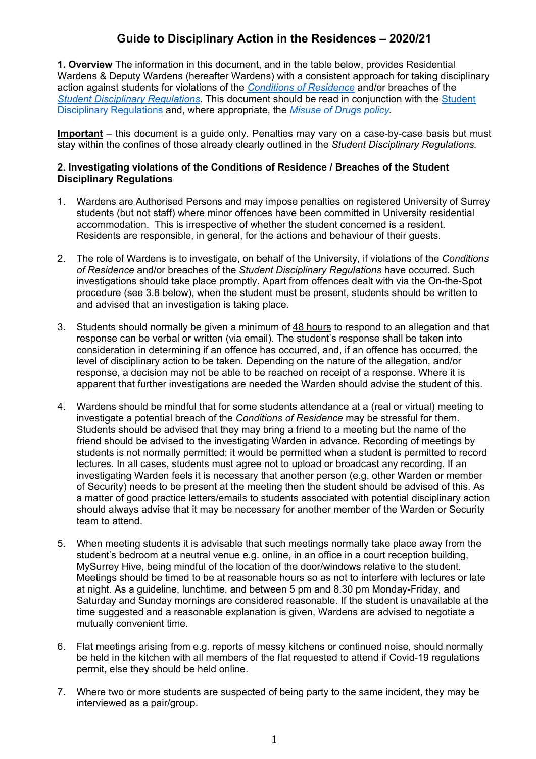# Guide to Disciplinary Action in the Residences – 2020/21

**1. Overview** The information in this document, and in the table below, provides Residential Wardens & Deputy Wardens (hereafter Wardens) with a consistent approach for taking disciplinary action against students for violations of the *Conditions of Residence* and/or breaches of the *Student Disciplinary Regulations*. This document should be read in conjunction with the Student Disciplinary Regulations and, where appropriate, the *Misuse of Drugs policy.*

**Important** – this document is a guide only. Penalties may vary on a case-by-case basis but must stay within the confines of those already clearly outlined in the *Student Disciplinary Regulations.*

**2. Investigating violations of the Conditions of Residence / Breaches of the Student Disciplinary Regulations**

1. Wardens are Authorised Persons and may impose penalties on registered University of Surrey students (but not staff) where minor offences have been committed in University residential accommodation. This is irrespective of whether the student concerned is a resident. Residents are responsible, in general, for the actions and behaviour of their guests.

2. The role of Wardens is to investigate, on behalf of the University, if violations of the *Conditions of Residence* and/or breaches of the *Student Disciplinary Regulations* have occurred. Such investigations should take place promptly. Apart from offences dealt with via the On-the-Spot procedure (see 3.8 below), when the student must be present, students should be written to and advised that an investigation is taking place.

3. Students should normally be given a minimum of 48 hours to respond to an allegation and that response can be verbal or written (via email). The student's response shall be taken into consideration in determining if an offence has occurred, and, if an offence has occurred, the level of disciplinary action to be taken. Depending on the nature of the allegation, and/or response, a decision may not be able to be reached on receipt of a response. Where it is apparent that further investigations are needed the Warden should advise the student of this.

4. Wardens should be mindful that for some students attendance at a (real or virtual) meeting to investigate a potential breach of the *Conditions of Residence* may be stressful for them. Students should be advised that they may bring a friend to a meeting but the name of the friend should be advised to the investigating Warden in advance. Recording of meetings by students is not normally permitted; it would be permitted when a student is permitted to record lectures. In all cases, students must agree not to upload or broadcast any recording. If an investigating Warden feels it is necessary that another person (e.g. other Warden or member of Security) needs to be present at the meeting then the student should be advised of this. As a matter of good practice letters/emails to students associated with potential disciplinary action should always advise that it may be necessary for another member of the Warden or Security team to attend.

5. When meeting students it is advisable that such meetings normally take place away from the student's bedroom at a neutral venue e.g. online, in an office in a court reception building, MySurrey Hive, being mindful of the location of the door/windows relative to the student. Meetings should be timed to be at reasonable hours so as not to interfere with lectures or late at night. As a guideline, lunchtime, and between 5 pm and 8.30 pm Monday-Friday, and Saturday and Sunday mornings are considered reasonable. If the student is unavailable at the time suggested and a reasonable explanation is given, Wardens are advised to negotiate a mutually convenient time.

6. Flat meetings arising from e.g. reports of messy kitchens or continued noise, should normally be held in the kitchen with all members of the flat requested to attend if Covid-19 regulations permit, else they should be held online.

7. Where two or more students are suspected of being party to the same incident, they may be interviewed as a pair/group.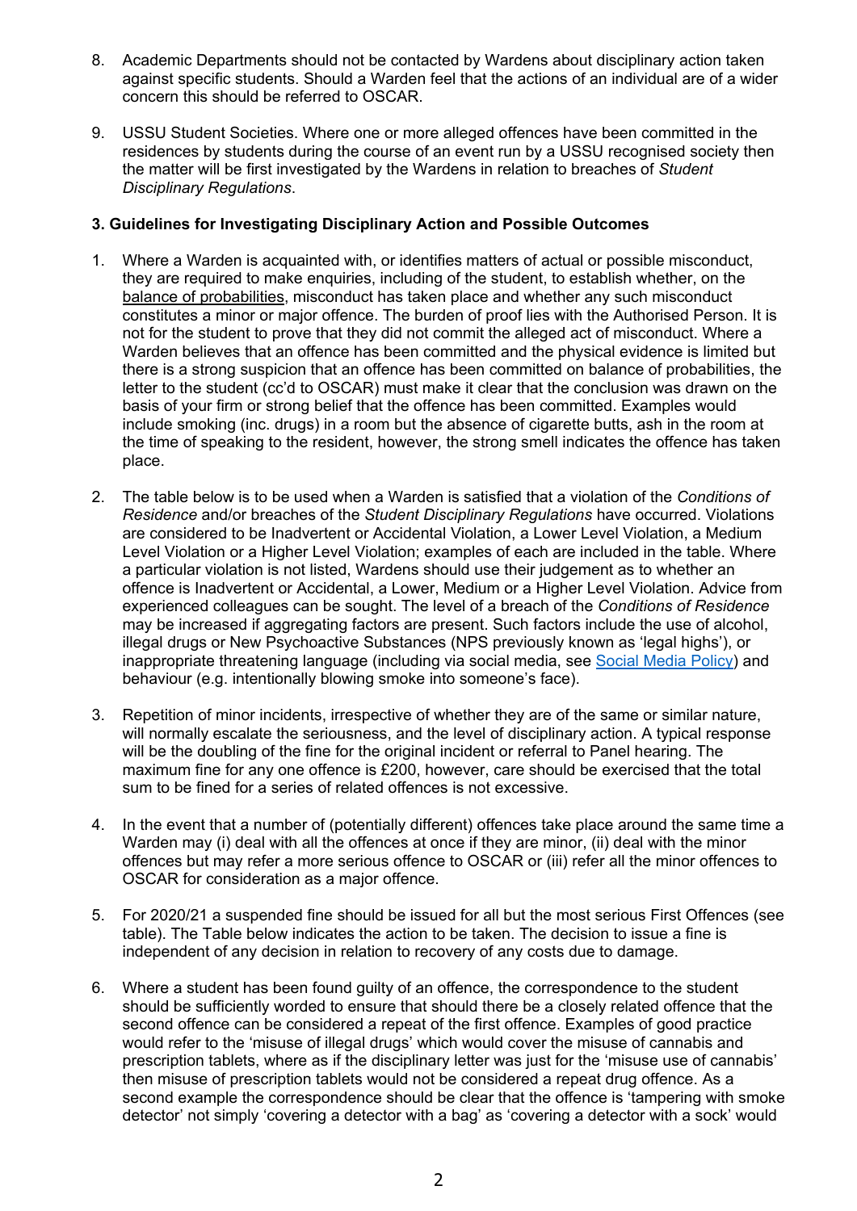8. Academic Departments should not be contacted by Wardens about disciplinary action taken against specific students. Should a Warden feel that the actions of an individual are of a wider concern this should be referred to OSCAR.

9. USSU Student Societies. Where one or more alleged offences have been committed in the residences by students during the course of an event run by a USSU recognised society then the matter will be first investigated by the Wardens in relation to breaches of *Student Disciplinary Regulations*.

### 3. Guidelines for Investigating Disciplinary Action and Possible Outcomes

1. Where a Warden is acquainted with, or identifies matters of actual or possible misconduct, they are required to make enquiries, including of the student, to establish whether, on the balance of probabilities, misconduct has taken place and whether any such misconduct constitutes a minor or major offence. The burden of proof lies with the Authorised Person. It is not for the student to prove that they did not commit the alleged act of misconduct. Where a Warden believes that an offence has been committed and the physical evidence is limited but there is a strong suspicion that an offence has been committed on balance of probabilities, the letter to the student (cc'd to OSCAR) must make it clear that the conclusion was drawn on the basis of your firm or strong belief that the offence has been committed. Examples would include smoking (inc. drugs) in a room but the absence of cigarette butts, ash in the room at the time of speaking to the resident, however, the strong smell indicates the offence has taken place.

2. The table below is to be used when a Warden is satisfied that a violation of the *Conditions of Residence* and/or breaches of the *Student Disciplinary Regulations* have occurred. Violations are considered to be Inadvertent or Accidental Violation, a Lower Level Violation, a Medium Level Violation or a Higher Level Violation; examples of each are included in the table. Where a particular violation is not listed, Wardens should use their judgement as to whether an offence is Inadvertent or Accidental, a Lower, Medium or a Higher Level Violation. Advice from experienced colleagues can be sought. The level of a breach of the *Conditions of Residence* may be increased if aggregating factors are present. Such factors include the use of alcohol, illegal drugs or New Psychoactive Substances (NPS previously known as 'legal highs'), or inappropriate threatening language (including via social media, see Social Media Policy) and behaviour (e.g. intentionally blowing smoke into someone's face).

3. Repetition of minor incidents, irrespective of whether they are of the same or similar nature, will normally escalate the seriousness, and the level of disciplinary action. A typical response will be the doubling of the fine for the original incident or referral to Panel hearing. The maximum fine for any one offence is £200, however, care should be exercised that the total sum to be fined for a series of related offences is not excessive.

4. In the event that a number of (potentially different) offences take place around the same time a Warden may (i) deal with all the offences at once if they are minor, (ii) deal with the minor offences but may refer a more serious offence to OSCAR or (iii) refer all the minor offences to OSCAR for consideration as a major offence.

5. For 2020/21 a suspended fine should be issued for all but the most serious First Offences (see table). The Table below indicates the action to be taken. The decision to issue a fine is independent of any decision in relation to recovery of any costs due to damage.

6. Where a student has been found guilty of an offence, the correspondence to the student should be sufficiently worded to ensure that should there be a closely related offence that the second offence can be considered a repeat of the first offence. Examples of good practice would refer to the 'misuse of illegal drugs' which would cover the misuse of cannabis and prescription tablets, where as if the disciplinary letter was just for the 'misuse use of cannabis' then misuse of prescription tablets would not be considered a repeat drug offence. As a second example the correspondence should be clear that the offence is 'tampering with smoke detector' not simply 'covering a detector with a bag' as 'covering a detector with a sock' would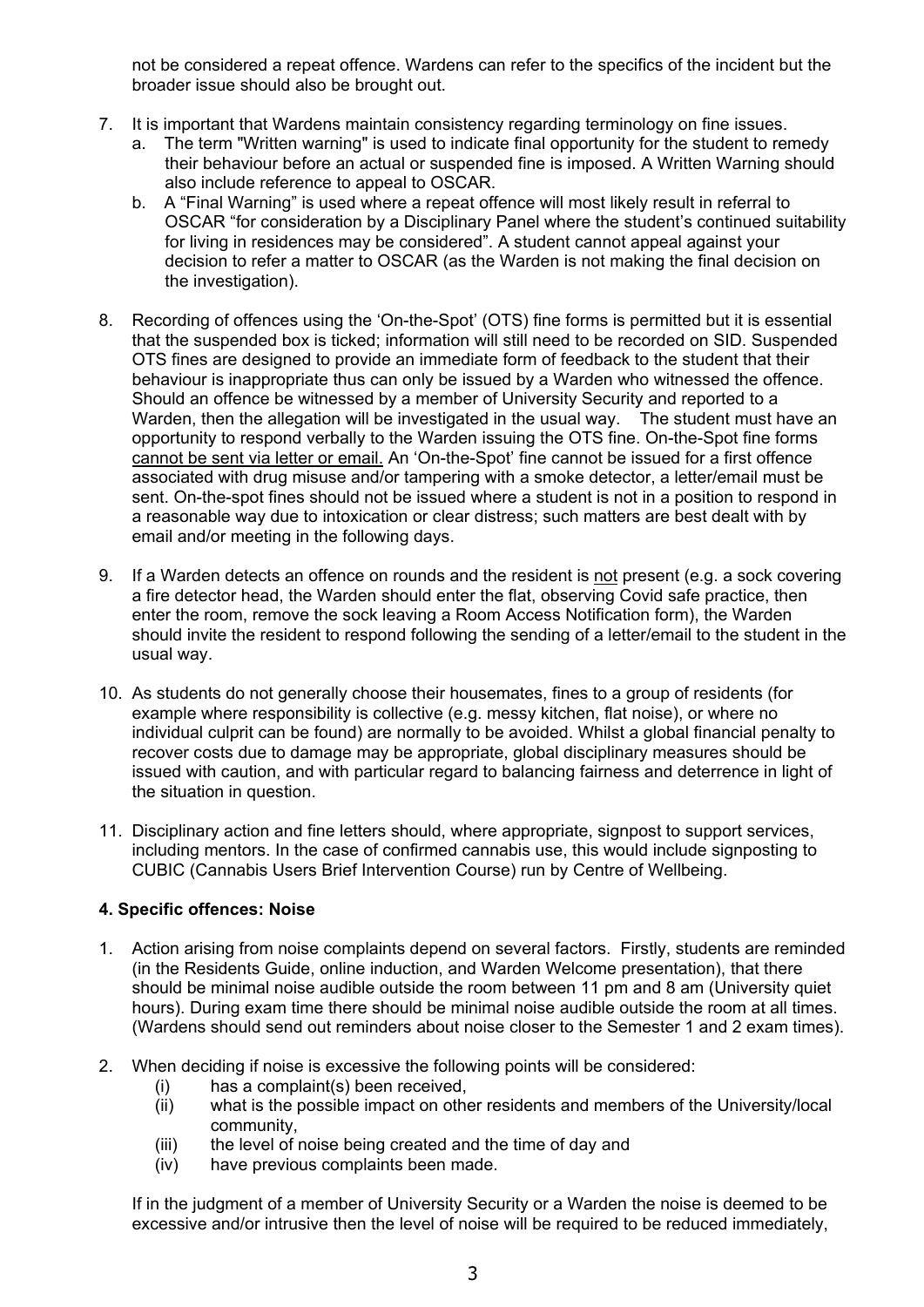not be considered a repeat offence. Wardens can refer to the specifics of the incident but the broader issue should also be brought out.

7. It is important that Wardens maintain consistency regarding terminology on fine issues.
   a. The term "Written warning" is used to indicate final opportunity for the student to remedy their behaviour before an actual or suspended fine is imposed. A Written Warning should also include reference to appeal to OSCAR.
   b. A "Final Warning" is used where a repeat offence will most likely result in referral to OSCAR "for consideration by a Disciplinary Panel where the student's continued suitability for living in residences may be considered". A student cannot appeal against your decision to refer a matter to OSCAR (as the Warden is not making the final decision on the investigation).

8. Recording of offences using the 'On-the-Spot' (OTS) fine forms is permitted but it is essential that the suspended box is ticked; information will still need to be recorded on SID. Suspended OTS fines are designed to provide an immediate form of feedback to the student that their behaviour is inappropriate thus can only be issued by a Warden who witnessed the offence. Should an offence be witnessed by a member of University Security and reported to a Warden, then the allegation will be investigated in the usual way. The student must have an opportunity to respond verbally to the Warden issuing the OTS fine. On-the-Spot fine forms cannot be sent via letter or email. An 'On-the-Spot' fine cannot be issued for a first offence associated with drug misuse and/or tampering with a smoke detector, a letter/email must be sent. On-the-spot fines should not be issued where a student is not in a position to respond in a reasonable way due to intoxication or clear distress; such matters are best dealt with by email and/or meeting in the following days.

9. If a Warden detects an offence on rounds and the resident is not present (e.g. a sock covering a fire detector head, the Warden should enter the flat, observing Covid safe practice, then enter the room, remove the sock leaving a Room Access Notification form), the Warden should invite the resident to respond following the sending of a letter/email to the student in the usual way.

10. As students do not generally choose their housemates, fines to a group of residents (for example where responsibility is collective (e.g. messy kitchen, flat noise), or where no individual culprit can be found) are normally to be avoided. Whilst a global financial penalty to recover costs due to damage may be appropriate, global disciplinary measures should be issued with caution, and with particular regard to balancing fairness and deterrence in light of the situation in question.

11. Disciplinary action and fine letters should, where appropriate, signpost to support services, including mentors. In the case of confirmed cannabis use, this would include signposting to CUBIC (Cannabis Users Brief Intervention Course) run by Centre of Wellbeing.

**4. Specific offences: Noise**

1. Action arising from noise complaints depend on several factors. Firstly, students are reminded (in the Residents Guide, online induction, and Warden Welcome presentation), that there should be minimal noise audible outside the room between 11 pm and 8 am (University quiet hours). During exam time there should be minimal noise audible outside the room at all times. (Wardens should send out reminders about noise closer to the Semester 1 and 2 exam times).

2. When deciding if noise is excessive the following points will be considered:
   (i) has a complaint(s) been received,
   (ii) what is the possible impact on other residents and members of the University/local community,
   (iii) the level of noise being created and the time of day and
   (iv) have previous complaints been made.

   If in the judgment of a member of University Security or a Warden the noise is deemed to be excessive and/or intrusive then the level of noise will be required to be reduced immediately,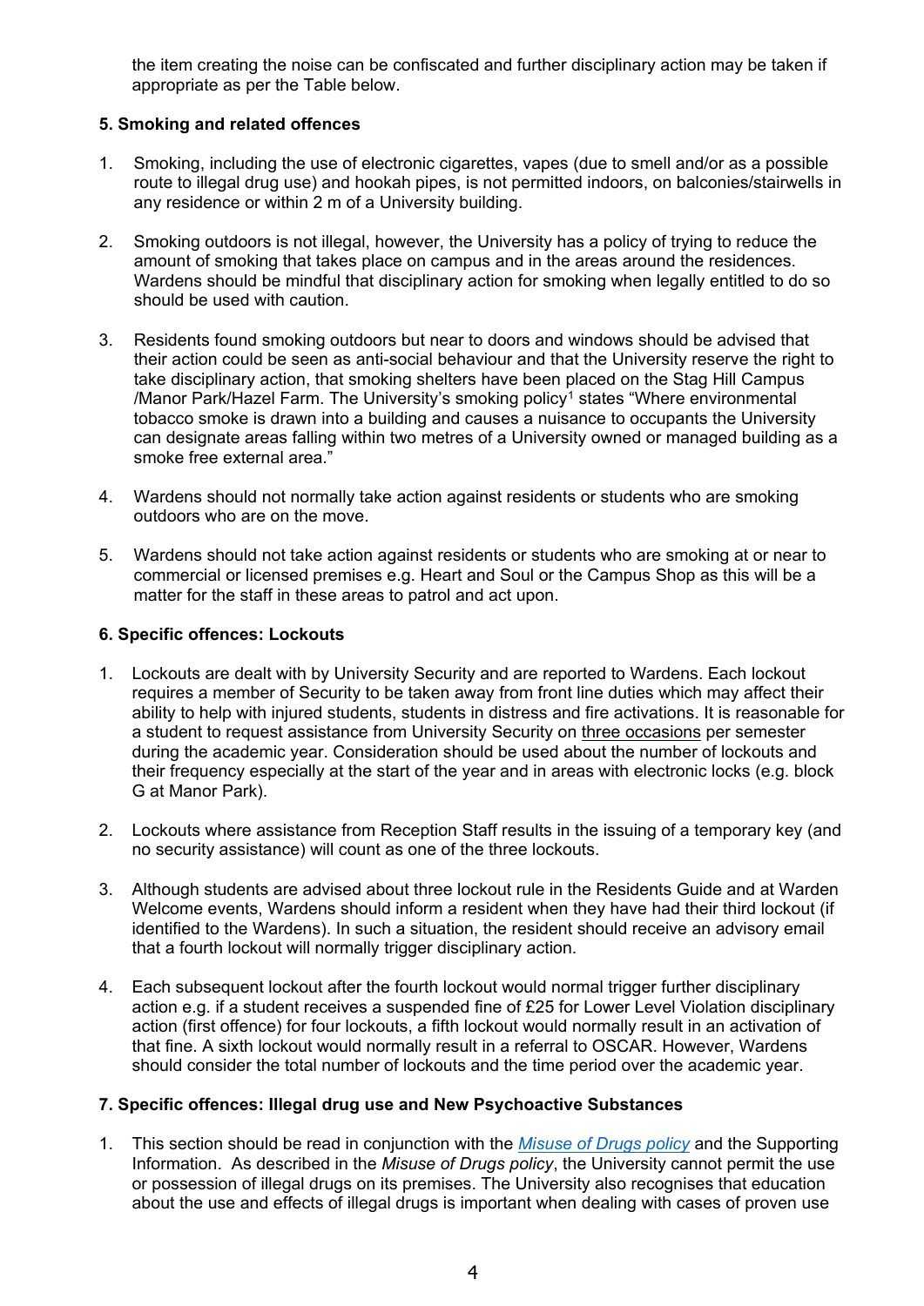the item creating the noise can be confiscated and further disciplinary action may be taken if appropriate as per the Table below.

### 5. Smoking and related offences

1. Smoking, including the use of electronic cigarettes, vapes (due to smell and/or as a possible route to illegal drug use) and hookah pipes, is not permitted indoors, on balconies/stairwells in any residence or within 2 m of a University building.

2. Smoking outdoors is not illegal, however, the University has a policy of trying to reduce the amount of smoking that takes place on campus and in the areas around the residences. Wardens should be mindful that disciplinary action for smoking when legally entitled to do so should be used with caution.

3. Residents found smoking outdoors but near to doors and windows should be advised that their action could be seen as anti-social behaviour and that the University reserve the right to take disciplinary action, that smoking shelters have been placed on the Stag Hill Campus /Manor Park/Hazel Farm. The University's smoking policy[1] states "Where environmental tobacco smoke is drawn into a building and causes a nuisance to occupants the University can designate areas falling within two metres of a University owned or managed building as a smoke free external area."

4. Wardens should not normally take action against residents or students who are smoking outdoors who are on the move.

5. Wardens should not take action against residents or students who are smoking at or near to commercial or licensed premises e.g. Heart and Soul or the Campus Shop as this will be a matter for the staff in these areas to patrol and act upon.

### 6. Specific offences: Lockouts

1. Lockouts are dealt with by University Security and are reported to Wardens. Each lockout requires a member of Security to be taken away from front line duties which may affect their ability to help with injured students, students in distress and fire activations. It is reasonable for a student to request assistance from University Security on <u>three occasions</u> per semester during the academic year. Consideration should be used about the number of lockouts and their frequency especially at the start of the year and in areas with electronic locks (e.g. block G at Manor Park).

2. Lockouts where assistance from Reception Staff results in the issuing of a temporary key (and no security assistance) will count as one of the three lockouts.

3. Although students are advised about three lockout rule in the Residents Guide and at Warden Welcome events, Wardens should inform a resident when they have had their third lockout (if identified to the Wardens). In such a situation, the resident should receive an advisory email that a fourth lockout will normally trigger disciplinary action.

4. Each subsequent lockout after the fourth lockout would normal trigger further disciplinary action e.g. if a student receives a suspended fine of £25 for Lower Level Violation disciplinary action (first offence) for four lockouts, a fifth lockout would normally result in an activation of that fine. A sixth lockout would normally result in a referral to OSCAR. However, Wardens should consider the total number of lockouts and the time period over the academic year.

### 7. Specific offences: Illegal drug use and New Psychoactive Substances

1. This section should be read in conjunction with the [*Misuse of Drugs policy*]() and the Supporting Information. As described in the *Misuse of Drugs policy*, the University cannot permit the use or possession of illegal drugs on its premises. The University also recognises that education about the use and effects of illegal drugs is important when dealing with cases of proven use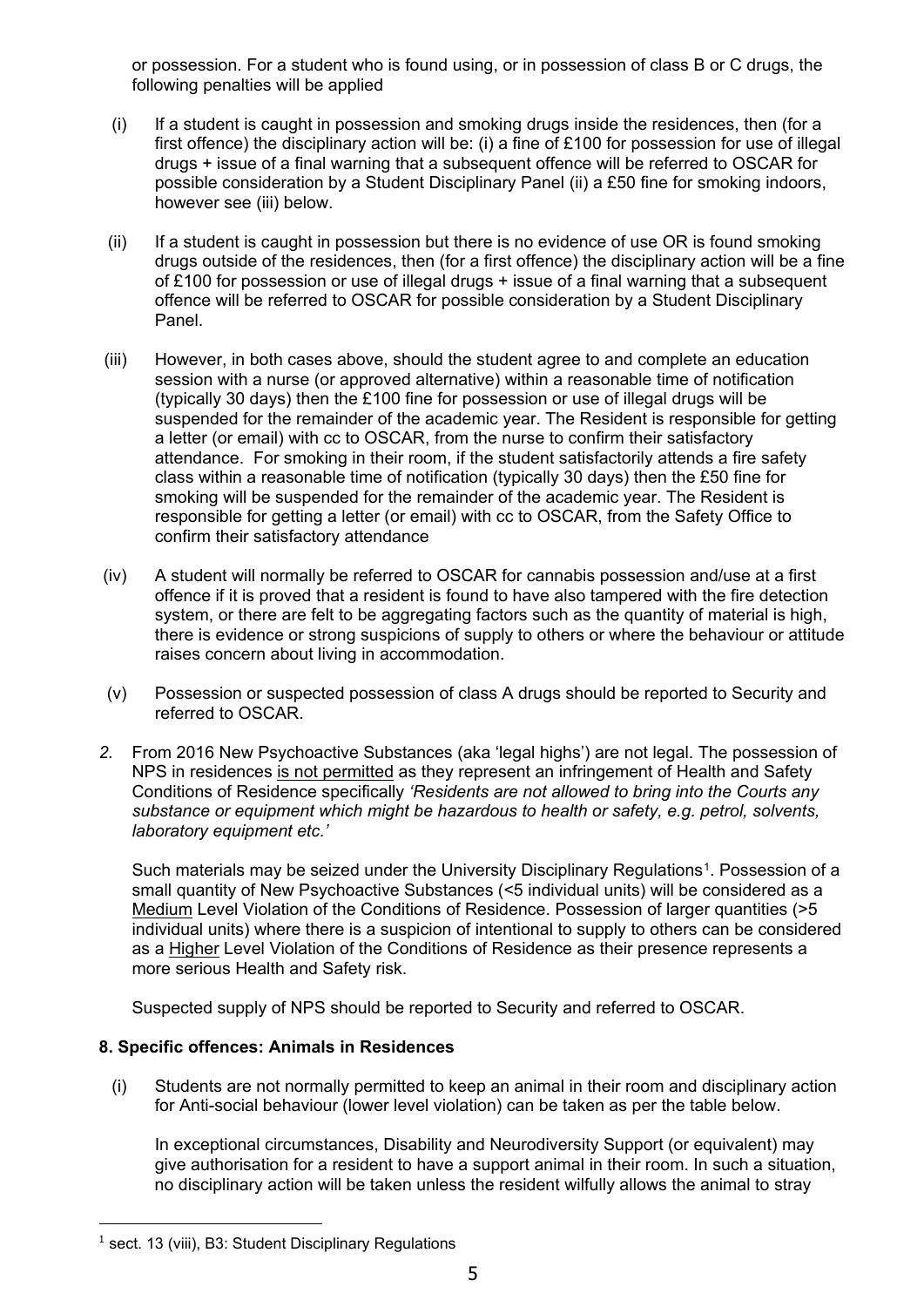or possession. For a student who is found using, or in possession of class B or C drugs, the following penalties will be applied

(i) If a student is caught in possession and smoking drugs inside the residences, then (for a first offence) the disciplinary action will be: (i) a fine of £100 for possession for use of illegal drugs + issue of a final warning that a subsequent offence will be referred to OSCAR for possible consideration by a Student Disciplinary Panel (ii) a £50 fine for smoking indoors, however see (iii) below.

(ii) If a student is caught in possession but there is no evidence of use OR is found smoking drugs outside of the residences, then (for a first offence) the disciplinary action will be a fine of £100 for possession or use of illegal drugs + issue of a final warning that a subsequent offence will be referred to OSCAR for possible consideration by a Student Disciplinary Panel.

(iii) However, in both cases above, should the student agree to and complete an education session with a nurse (or approved alternative) within a reasonable time of notification (typically 30 days) then the £100 fine for possession or use of illegal drugs will be suspended for the remainder of the academic year. The Resident is responsible for getting a letter (or email) with cc to OSCAR, from the nurse to confirm their satisfactory attendance. For smoking in their room, if the student satisfactorily attends a fire safety class within a reasonable time of notification (typically 30 days) then the £50 fine for smoking will be suspended for the remainder of the academic year. The Resident is responsible for getting a letter (or email) with cc to OSCAR, from the Safety Office to confirm their satisfactory attendance

(iv) A student will normally be referred to OSCAR for cannabis possession and/use at a first offence if it is proved that a resident is found to have also tampered with the fire detection system, or there are felt to be aggregating factors such as the quantity of material is high, there is evidence or strong suspicions of supply to others or where the behaviour or attitude raises concern about living in accommodation.

(v) Possession or suspected possession of class A drugs should be reported to Security and referred to OSCAR.

*2.* From 2016 New Psychoactive Substances (aka 'legal highs') are not legal. The possession of NPS in residences <u>is not permitted</u> as they represent an infringement of Health and Safety Conditions of Residence specifically *'Residents are not allowed to bring into the Courts any substance or equipment which might be hazardous to health or safety, e.g. petrol, solvents, laboratory equipment etc.'*

Such materials may be seized under the University Disciplinary Regulations[1]. Possession of a small quantity of New Psychoactive Substances (<5 individual units) will be considered as a <u>Medium</u> Level Violation of the Conditions of Residence. Possession of larger quantities (>5 individual units) where there is a suspicion of intentional to supply to others can be considered as a <u>Higher</u> Level Violation of the Conditions of Residence as their presence represents a more serious Health and Safety risk.

Suspected supply of NPS should be reported to Security and referred to OSCAR.

**8. Specific offences: Animals in Residences**

(i) Students are not normally permitted to keep an animal in their room and disciplinary action for Anti-social behaviour (lower level violation) can be taken as per the table below.

In exceptional circumstances, Disability and Neurodiversity Support (or equivalent) may give authorisation for a resident to have a support animal in their room. In such a situation, no disciplinary action will be taken unless the resident wilfully allows the animal to stray

[1] sect. 13 (viii), B3: Student Disciplinary Regulations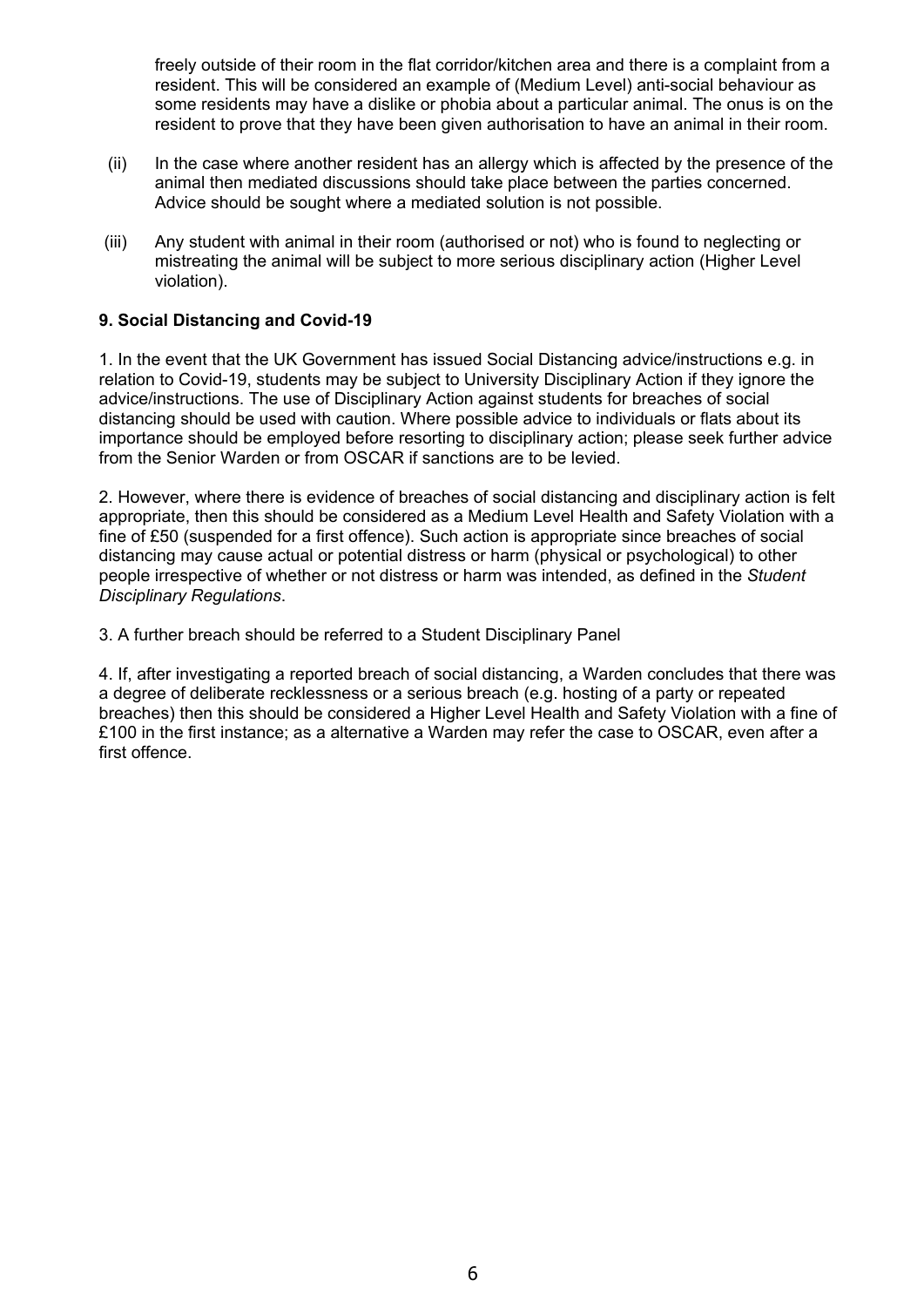freely outside of their room in the flat corridor/kitchen area and there is a complaint from a resident. This will be considered an example of (Medium Level) anti-social behaviour as some residents may have a dislike or phobia about a particular animal. The onus is on the resident to prove that they have been given authorisation to have an animal in their room.

(ii) In the case where another resident has an allergy which is affected by the presence of the animal then mediated discussions should take place between the parties concerned. Advice should be sought where a mediated solution is not possible.

(iii) Any student with animal in their room (authorised or not) who is found to neglecting or mistreating the animal will be subject to more serious disciplinary action (Higher Level violation).

**9. Social Distancing and Covid-19**

1. In the event that the UK Government has issued Social Distancing advice/instructions e.g. in relation to Covid-19, students may be subject to University Disciplinary Action if they ignore the advice/instructions. The use of Disciplinary Action against students for breaches of social distancing should be used with caution. Where possible advice to individuals or flats about its importance should be employed before resorting to disciplinary action; please seek further advice from the Senior Warden or from OSCAR if sanctions are to be levied.

2. However, where there is evidence of breaches of social distancing and disciplinary action is felt appropriate, then this should be considered as a Medium Level Health and Safety Violation with a fine of £50 (suspended for a first offence). Such action is appropriate since breaches of social distancing may cause actual or potential distress or harm (physical or psychological) to other people irrespective of whether or not distress or harm was intended, as defined in the *Student Disciplinary Regulations*.

3. A further breach should be referred to a Student Disciplinary Panel

4. If, after investigating a reported breach of social distancing, a Warden concludes that there was a degree of deliberate recklessness or a serious breach (e.g. hosting of a party or repeated breaches) then this should be considered a Higher Level Health and Safety Violation with a fine of £100 in the first instance; as a alternative a Warden may refer the case to OSCAR, even after a first offence.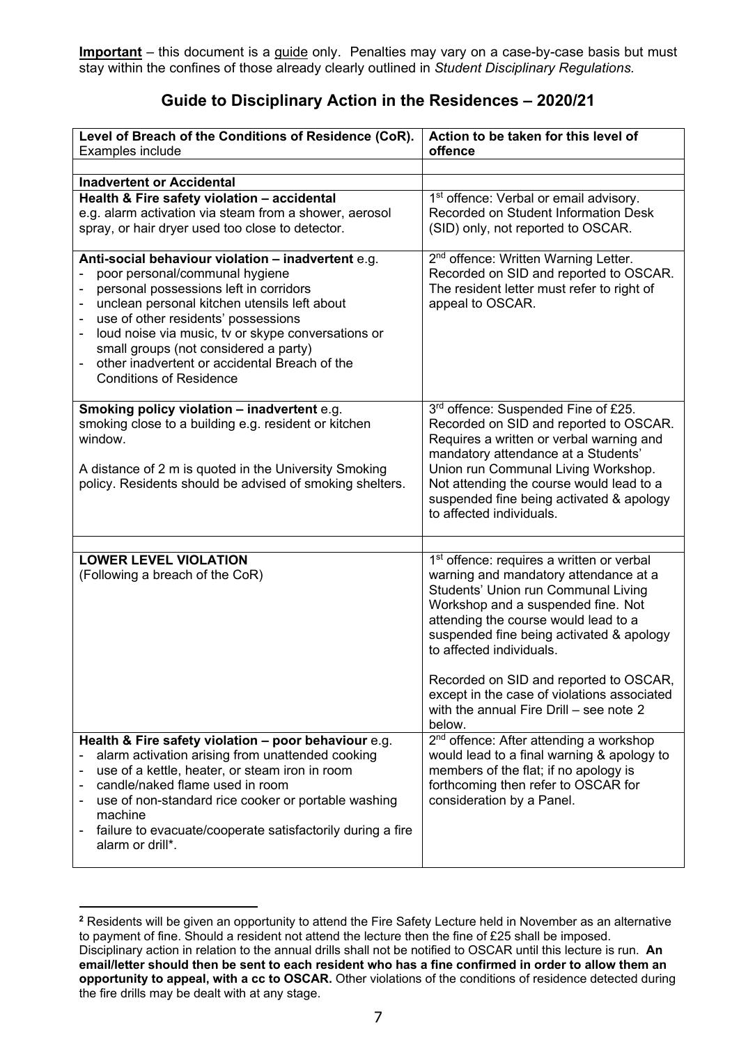**Important** – this document is a guide only. Penalties may vary on a case-by-case basis but must stay within the confines of those already clearly outlined in *Student Disciplinary Regulations.*

## Guide to Disciplinary Action in the Residences – 2020/21

| **Level of Breach of the Conditions of Residence (CoR).** Examples include | **Action to be taken for this level of offence** |
|---|---|
| | |
| **Inadvertent or Accidental** | |
| **Health & Fire safety violation – accidental** e.g. alarm activation via steam from a shower, aerosol spray, or hair dryer used too close to detector. | 1st offence: Verbal or email advisory. Recorded on Student Information Desk (SID) only, not reported to OSCAR. |
| **Anti-social behaviour violation – inadvertent** e.g.<br>- poor personal/communal hygiene<br>- personal possessions left in corridors<br>- unclean personal kitchen utensils left about<br>- use of other residents' possessions<br>- loud noise via music, tv or skype conversations or small groups (not considered a party)<br>- other inadvertent or accidental Breach of the Conditions of Residence | 2nd offence: Written Warning Letter. Recorded on SID and reported to OSCAR. The resident letter must refer to right of appeal to OSCAR. |
| **Smoking policy violation – inadvertent** e.g. smoking close to a building e.g. resident or kitchen window.<br><br>A distance of 2 m is quoted in the University Smoking policy. Residents should be advised of smoking shelters. | 3rd offence: Suspended Fine of £25. Recorded on SID and reported to OSCAR. Requires a written or verbal warning and mandatory attendance at a Students' Union run Communal Living Workshop. Not attending the course would lead to a suspended fine being activated & apology to affected individuals. |
| | |
| **LOWER LEVEL VIOLATION** (Following a breach of the CoR) | 1st offence: requires a written or verbal warning and mandatory attendance at a Students' Union run Communal Living Workshop and a suspended fine. Not attending the course would lead to a suspended fine being activated & apology to affected individuals.<br><br>Recorded on SID and reported to OSCAR, except in the case of violations associated with the annual Fire Drill – see note 2 below. |
| **Health & Fire safety violation – poor behaviour** e.g.<br>- alarm activation arising from unattended cooking<br>- use of a kettle, heater, or steam iron in room<br>- candle/naked flame used in room<br>- use of non-standard rice cooker or portable washing machine<br>- failure to evacuate/cooperate satisfactorily during a fire alarm or drill*. | 2nd offence: After attending a workshop would lead to a final warning & apology to members of the flat; if no apology is forthcoming then refer to OSCAR for consideration by a Panel. |

[2] Residents will be given an opportunity to attend the Fire Safety Lecture held in November as an alternative to payment of fine. Should a resident not attend the lecture then the fine of £25 shall be imposed. Disciplinary action in relation to the annual drills shall not be notified to OSCAR until this lecture is run. **An email/letter should then be sent to each resident who has a fine confirmed in order to allow them an opportunity to appeal, with a cc to OSCAR.** Other violations of the conditions of residence detected during the fire drills may be dealt with at any stage.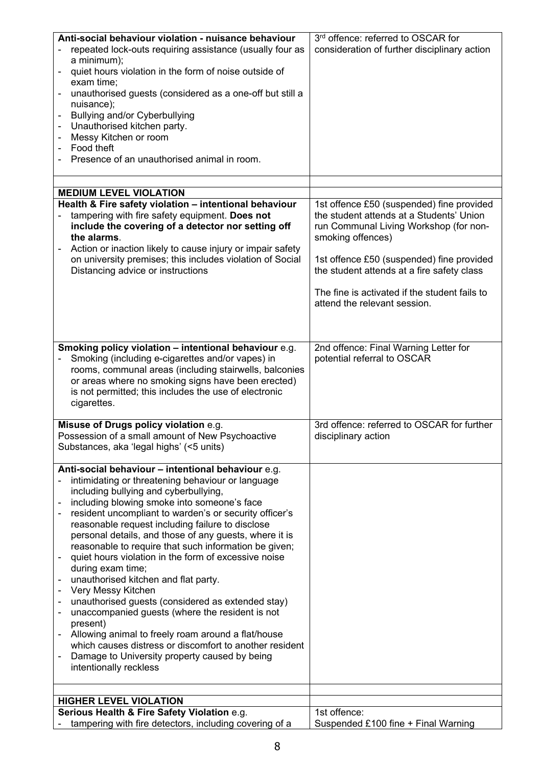| | |
|---|---|
| **Anti-social behaviour violation - nuisance behaviour**<br>- repeated lock-outs requiring assistance (usually four as a minimum);<br>- quiet hours violation in the form of noise outside of exam time;<br>- unauthorised guests (considered as a one-off but still a nuisance);<br>- Bullying and/or Cyberbullying<br>- Unauthorised kitchen party.<br>- Messy Kitchen or room<br>- Food theft<br>- Presence of an unauthorised animal in room. | 3rd offence: referred to OSCAR for consideration of further disciplinary action |
| | |
| **MEDIUM LEVEL VIOLATION** | |
| **Health & Fire safety violation – intentional behaviour**<br>- tampering with fire safety equipment. **Does not include the covering of a detector nor setting off the alarms**.<br>- Action or inaction likely to cause injury or impair safety on university premises; this includes violation of Social Distancing advice or instructions | 1st offence £50 (suspended) fine provided the student attends at a Students' Union run Communal Living Workshop (for non-smoking offences)<br><br>1st offence £50 (suspended) fine provided the student attends at a fire safety class<br><br>The fine is activated if the student fails to attend the relevant session. |
| **Smoking policy violation – intentional behaviour** e.g.<br>- Smoking (including e-cigarettes and/or vapes) in rooms, communal areas (including stairwells, balconies or areas where no smoking signs have been erected) is not permitted; this includes the use of electronic cigarettes. | 2nd offence: Final Warning Letter for potential referral to OSCAR |
| **Misuse of Drugs policy violation** e.g.<br>Possession of a small amount of New Psychoactive Substances, aka 'legal highs' (<5 units) | 3rd offence: referred to OSCAR for further disciplinary action |
| **Anti-social behaviour – intentional behaviour** e.g.<br>- intimidating or threatening behaviour or language including bullying and cyberbullying,<br>- including blowing smoke into someone's face<br>- resident uncompliant to warden's or security officer's reasonable request including failure to disclose personal details, and those of any guests, where it is reasonable to require that such information be given;<br>- quiet hours violation in the form of excessive noise during exam time;<br>- unauthorised kitchen and flat party.<br>- Very Messy Kitchen<br>- unauthorised guests (considered as extended stay)<br>- unaccompanied guests (where the resident is not present)<br>- Allowing animal to freely roam around a flat/house which causes distress or discomfort to another resident<br>- Damage to University property caused by being intentionally reckless | |
| | |
| **HIGHER LEVEL VIOLATION** | |
| **Serious Health & Fire Safety Violation** e.g.<br>- tampering with fire detectors, including covering of a | 1st offence:<br>Suspended £100 fine + Final Warning |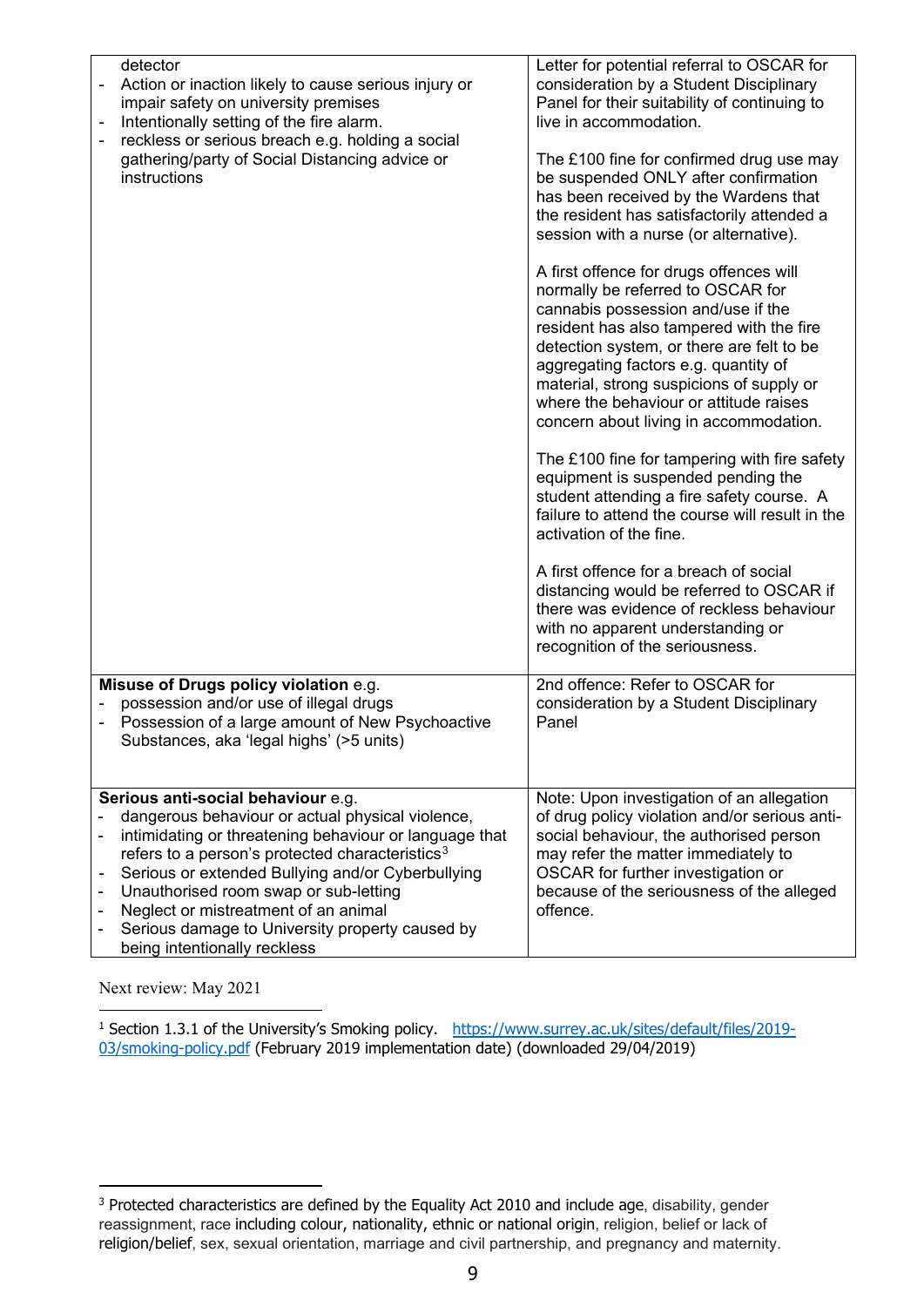| | |
|---|---|
| detector<br>- Action or inaction likely to cause serious injury or impair safety on university premises<br>- Intentionally setting of the fire alarm.<br>- reckless or serious breach e.g. holding a social gathering/party of Social Distancing advice or instructions | Letter for potential referral to OSCAR for consideration by a Student Disciplinary Panel for their suitability of continuing to live in accommodation.<br><br>The £100 fine for confirmed drug use may be suspended ONLY after confirmation has been received by the Wardens that the resident has satisfactorily attended a session with a nurse (or alternative).<br><br>A first offence for drugs offences will normally be referred to OSCAR for cannabis possession and/use if the resident has also tampered with the fire detection system, or there are felt to be aggregating factors e.g. quantity of material, strong suspicions of supply or where the behaviour or attitude raises concern about living in accommodation.<br><br>The £100 fine for tampering with fire safety equipment is suspended pending the student attending a fire safety course. A failure to attend the course will result in the activation of the fine.<br><br>A first offence for a breach of social distancing would be referred to OSCAR if there was evidence of reckless behaviour with no apparent understanding or recognition of the seriousness. |
| **Misuse of Drugs policy violation** e.g.<br>- possession and/or use of illegal drugs<br>- Possession of a large amount of New Psychoactive Substances, aka 'legal highs' (>5 units) | 2nd offence: Refer to OSCAR for consideration by a Student Disciplinary Panel |
| **Serious anti-social behaviour** e.g.<br>- dangerous behaviour or actual physical violence,<br>- intimidating or threatening behaviour or language that refers to a person's protected characteristics[3]<br>- Serious or extended Bullying and/or Cyberbullying<br>- Unauthorised room swap or sub-letting<br>- Neglect or mistreatment of an animal<br>- Serious damage to University property caused by being intentionally reckless | Note: Upon investigation of an allegation of drug policy violation and/or serious anti-social behaviour, the authorised person may refer the matter immediately to OSCAR for further investigation or because of the seriousness of the alleged offence. |

Next review: May 2021

[1] Section 1.3.1 of the University's Smoking policy. https://www.surrey.ac.uk/sites/default/files/2019-03/smoking-policy.pdf (February 2019 implementation date) (downloaded 29/04/2019)

[3] Protected characteristics are defined by the Equality Act 2010 and include age, disability, gender reassignment, race including colour, nationality, ethnic or national origin, religion, belief or lack of religion/belief, sex, sexual orientation, marriage and civil partnership, and pregnancy and maternity.